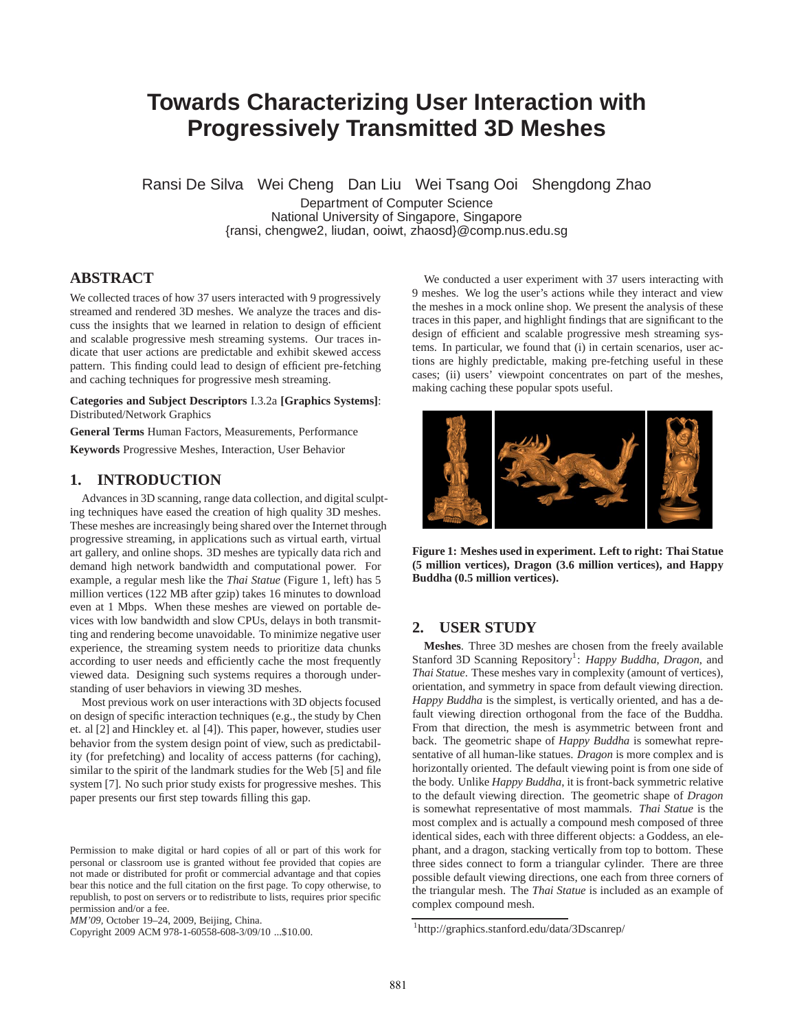# Towards Characterizing User Interaction with Progressively Transmitted 3D Meshes

Ransi De Silva   Wei Cheng   Dan Liu   Wei Tsang Ooi   Shengdong Zhao

Department of Computer Science
National University of Singapore, Singapore
{ransi, chengwe2, liudan, ooiwt, zhaosd}@comp.nus.edu.sg

## ABSTRACT

We collected traces of how 37 users interacted with 9 progressively streamed and rendered 3D meshes. We analyze the traces and discuss the insights that we learned in relation to design of efficient and scalable progressive mesh streaming systems. Our traces indicate that user actions are predictable and exhibit skewed access pattern. This finding could lead to design of efficient pre-fetching and caching techniques for progressive mesh streaming.

**Categories and Subject Descriptors** I.3.2a **[Graphics Systems]**: Distributed/Network Graphics

**General Terms** Human Factors, Measurements, Performance

**Keywords** Progressive Meshes, Interaction, User Behavior

## 1. INTRODUCTION

Advances in 3D scanning, range data collection, and digital sculpting techniques have eased the creation of high quality 3D meshes. These meshes are increasingly being shared over the Internet through progressive streaming, in applications such as virtual earth, virtual art gallery, and online shops. 3D meshes are typically data rich and demand high network bandwidth and computational power. For example, a regular mesh like the *Thai Statue* (Figure 1, left) has 5 million vertices (122 MB after gzip) takes 16 minutes to download even at 1 Mbps. When these meshes are viewed on portable devices with low bandwidth and slow CPUs, delays in both transmitting and rendering become unavoidable. To minimize negative user experience, the streaming system needs to prioritize data chunks according to user needs and efficiently cache the most frequently viewed data. Designing such systems requires a thorough understanding of user behaviors in viewing 3D meshes.

Most previous work on user interactions with 3D objects focused on design of specific interaction techniques (e.g., the study by Chen et. al [2] and Hinckley et. al [4]). This paper, however, studies user behavior from the system design point of view, such as predictability (for prefetching) and locality of access patterns (for caching), similar to the spirit of the landmark studies for the Web [5] and file system [7]. No such prior study exists for progressive meshes. This paper presents our first step towards filling this gap.

Permission to make digital or hard copies of all or part of this work for personal or classroom use is granted without fee provided that copies are not made or distributed for profit or commercial advantage and that copies bear this notice and the full citation on the first page. To copy otherwise, to republish, to post on servers or to redistribute to lists, requires prior specific permission and/or a fee.
*MM'09,* October 19–24, 2009, Beijing, China.
Copyright 2009 ACM 978-1-60558-608-3/09/10 ...$10.00.

We conducted a user experiment with 37 users interacting with 9 meshes. We log the user's actions while they interact and view the meshes in a mock online shop. We present the analysis of these traces in this paper, and highlight findings that are significant to the design of efficient and scalable progressive mesh streaming systems. In particular, we found that (i) in certain scenarios, user actions are highly predictable, making pre-fetching useful in these cases; (ii) users' viewpoint concentrates on part of the meshes, making caching these popular spots useful.

**Figure 1: Meshes used in experiment. Left to right: Thai Statue (5 million vertices), Dragon (3.6 million vertices), and Happy Buddha (0.5 million vertices).**

## 2. USER STUDY

**Meshes**. Three 3D meshes are chosen from the freely available Stanford 3D Scanning Repository[1]: *Happy Buddha*, *Dragon*, and *Thai Statue*. These meshes vary in complexity (amount of vertices), orientation, and symmetry in space from default viewing direction. *Happy Buddha* is the simplest, is vertically oriented, and has a default viewing direction orthogonal from the face of the Buddha. From that direction, the mesh is asymmetric between front and back. The geometric shape of *Happy Buddha* is somewhat representative of all human-like statues. *Dragon* is more complex and is horizontally oriented. The default viewing point is from one side of the body. Unlike *Happy Buddha*, it is front-back symmetric relative to the default viewing direction. The geometric shape of *Dragon* is somewhat representative of most mammals. *Thai Statue* is the most complex and is actually a compound mesh composed of three identical sides, each with three different objects: a Goddess, an elephant, and a dragon, stacking vertically from top to bottom. These three sides connect to form a triangular cylinder. There are three possible default viewing directions, one each from three corners of the triangular mesh. The *Thai Statue* is included as an example of complex compound mesh.

[1] http://graphics.stanford.edu/data/3Dscanrep/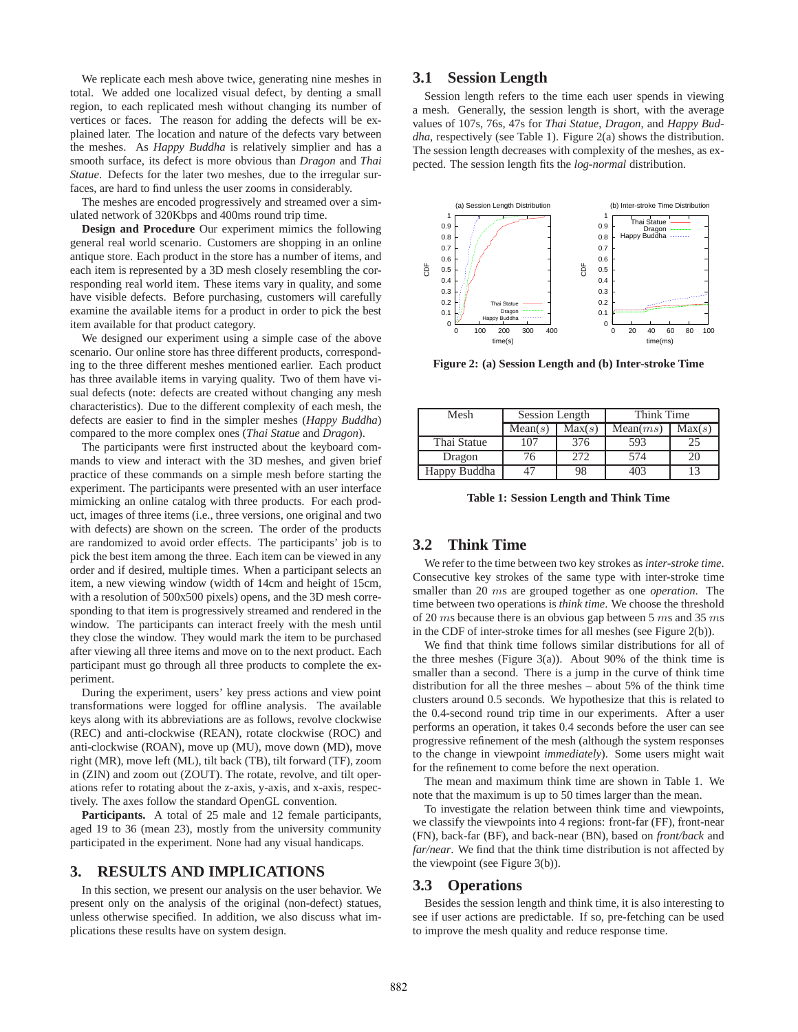We replicate each mesh above twice, generating nine meshes in total. We added one localized visual defect, by denting a small region, to each replicated mesh without changing its number of vertices or faces. The reason for adding the defects will be explained later. The location and nature of the defects vary between the meshes. As *Happy Buddha* is relatively simplier and has a smooth surface, its defect is more obvious than *Dragon* and *Thai Statue*. Defects for the later two meshes, due to the irregular surfaces, are hard to find unless the user zooms in considerably.

The meshes are encoded progressively and streamed over a simulated network of 320Kbps and 400ms round trip time.

**Design and Procedure** Our experiment mimics the following general real world scenario. Customers are shopping in an online antique store. Each product in the store has a number of items, and each item is represented by a 3D mesh closely resembling the corresponding real world item. These items vary in quality, and some have visible defects. Before purchasing, customers will carefully examine the available items for a product in order to pick the best item available for that product category.

We designed our experiment using a simple case of the above scenario. Our online store has three different products, corresponding to the three different meshes mentioned earlier. Each product has three available items in varying quality. Two of them have visual defects (note: defects are created without changing any mesh characteristics). Due to the different complexity of each mesh, the defects are easier to find in the simpler meshes (*Happy Buddha*) compared to the more complex ones (*Thai Statue* and *Dragon*).

The participants were first instructed about the keyboard commands to view and interact with the 3D meshes, and given brief practice of these commands on a simple mesh before starting the experiment. The participants were presented with an user interface mimicking an online catalog with three products. For each product, images of three items (i.e., three versions, one original and two with defects) are shown on the screen. The order of the products are randomized to avoid order effects. The participants' job is to pick the best item among the three. Each item can be viewed in any order and if desired, multiple times. When a participant selects an item, a new viewing window (width of 14cm and height of 15cm, with a resolution of 500x500 pixels) opens, and the 3D mesh corresponding to that item is progressively streamed and rendered in the window. The participants can interact freely with the mesh until they close the window. They would mark the item to be purchased after viewing all three items and move on to the next product. Each participant must go through all three products to complete the experiment.

During the experiment, users' key press actions and view point transformations were logged for offline analysis. The available keys along with its abbreviations are as follows, revolve clockwise (REC) and anti-clockwise (REAN), rotate clockwise (ROC) and anti-clockwise (ROAN), move up (MU), move down (MD), move right (MR), move left (ML), tilt back (TB), tilt forward (TF), zoom in (ZIN) and zoom out (ZOUT). The rotate, revolve, and tilt operations refer to rotating about the z-axis, y-axis, and x-axis, respectively. The axes follow the standard OpenGL convention.

**Participants.** A total of 25 male and 12 female participants, aged 19 to 36 (mean 23), mostly from the university community participated in the experiment. None had any visual handicaps.

## 3. RESULTS AND IMPLICATIONS

In this section, we present our analysis on the user behavior. We present only on the analysis of the original (non-defect) statues, unless otherwise specified. In addition, we also discuss what implications these results have on system design.

### 3.1 Session Length

Session length refers to the time each user spends in viewing a mesh. Generally, the session length is short, with the average values of 107s, 76s, 47s for *Thai Statue*, *Dragon*, and *Happy Buddha*, respectively (see Table 1). Figure 2(a) shows the distribution. The session length decreases with complexity of the meshes, as expected. The session length fits the *log-normal* distribution.

(a) Session Length Distribution
CDF
time(s)
0 100 200 300 400
0 0.1 0.2 0.3 0.4 0.5 0.6 0.7 0.8 0.9 1
Thai Statue
Dragon
Happy Buddha

(b) Inter-stroke Time Distribution
CDF
time(ms)
0 20 40 60 80 100
0 0.1 0.2 0.3 0.4 0.5 0.6 0.7 0.8 0.9 1
Thai Statue
Dragon
Happy Buddha

**Figure 2: (a) Session Length and (b) Inter-stroke Time**

| Mesh | Session Length | | Think Time | |
|---|---|---|---|---|
| | Mean($s$) | Max($s$) | Mean($ms$) | Max($s$) |
| Thai Statue | 107 | 376 | 593 | 25 |
| Dragon | 76 | 272 | 574 | 20 |
| Happy Buddha | 47 | 98 | 403 | 13 |

**Table 1: Session Length and Think Time**

### 3.2 Think Time

We refer to the time between two key strokes as *inter-stroke time*. Consecutive key strokes of the same type with inter-stroke time smaller than 20 $ms$ are grouped together as one *operation*. The time between two operations is *think time*. We choose the threshold of 20 $ms$ because there is an obvious gap between 5 $ms$ and 35 $ms$ in the CDF of inter-stroke times for all meshes (see Figure 2(b)).

We find that think time follows similar distributions for all of the three meshes (Figure 3(a)). About 90% of the think time is smaller than a second. There is a jump in the curve of think time distribution for all the three meshes – about 5% of the think time clusters around 0.5 seconds. We hypothesize that this is related to the 0.4-second round trip time in our experiments. After a user performs an operation, it takes 0.4 seconds before the user can see progressive refinement of the mesh (although the system responses to the change in viewpoint *immediately*). Some users might wait for the refinement to come before the next operation.

The mean and maximum think time are shown in Table 1. We note that the maximum is up to 50 times larger than the mean.

To investigate the relation between think time and viewpoints, we classify the viewpoints into 4 regions: front-far (FF), front-near (FN), back-far (BF), and back-near (BN), based on *front/back* and *far/near*. We find that the think time distribution is not affected by the viewpoint (see Figure 3(b)).

### 3.3 Operations

Besides the session length and think time, it is also interesting to see if user actions are predictable. If so, pre-fetching can be used to improve the mesh quality and reduce response time.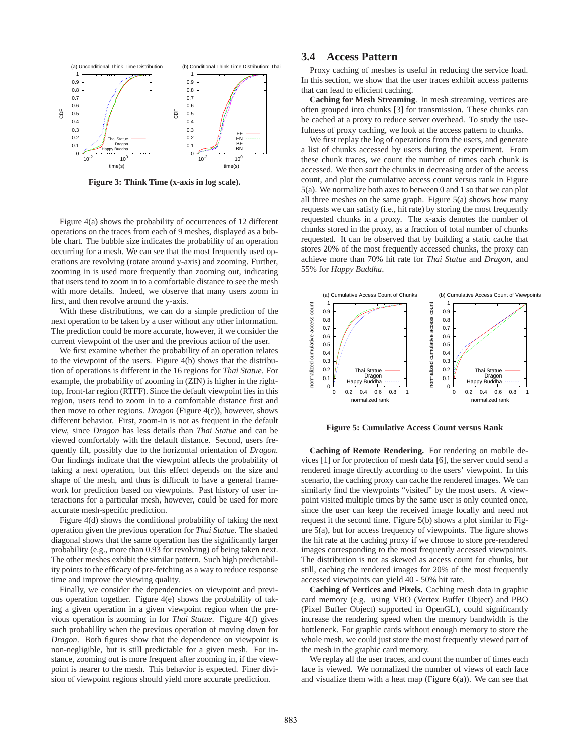**Figure 3: Think Time (x-axis in log scale).**

Figure 4(a) shows the probability of occurrences of 12 different operations on the traces from each of 9 meshes, displayed as a bubble chart. The bubble size indicates the probability of an operation occurring for a mesh. We can see that the most frequently used operations are revolving (rotate around y-axis) and zooming. Further, zooming in is used more frequently than zooming out, indicating that users tend to zoom in to a comfortable distance to see the mesh with more details. Indeed, we observe that many users zoom in first, and then revolve around the y-axis.

With these distributions, we can do a simple prediction of the next operation to be taken by a user without any other information. The prediction could be more accurate, however, if we consider the current viewpoint of the user and the previous action of the user.

We first examine whether the probability of an operation relates to the viewpoint of the users. Figure 4(b) shows that the distribution of operations is different in the 16 regions for *Thai Statue*. For example, the probability of zooming in (ZIN) is higher in the right-top, front-far region (RTFF). Since the default viewpoint lies in this region, users tend to zoom in to a comfortable distance first and then move to other regions. *Dragon* (Figure 4(c)), however, shows different behavior. First, zoom-in is not as frequent in the default view, since *Dragon* has less details than *Thai Statue* and can be viewed comfortably with the default distance. Second, users frequently tilt, possibly due to the horizontal orientation of *Dragon*. Our findings indicate that the viewpoint affects the probability of taking a next operation, but this effect depends on the size and shape of the mesh, and thus is difficult to have a general framework for prediction based on viewpoints. Past history of user interactions for a particular mesh, however, could be used for more accurate mesh-specific prediction.

Figure 4(d) shows the conditional probability of taking the next operation given the previous operation for *Thai Statue*. The shaded diagonal shows that the same operation has the significantly larger probability (e.g., more than 0.93 for revolving) of being taken next. The other meshes exhibit the similar pattern. Such high predictability points to the efficacy of pre-fetching as a way to reduce response time and improve the viewing quality.

Finally, we consider the dependencies on viewpoint and previous operation together. Figure 4(e) shows the probability of taking a given operation in a given viewpoint region when the previous operation is zooming in for *Thai Statue*. Figure 4(f) gives such probability when the previous operation of moving down for *Dragon*. Both figures show that the dependence on viewpoint is non-negligible, but is still predictable for a given mesh. For instance, zooming out is more frequent after zooming in, if the viewpoint is nearer to the mesh. This behavior is expected. Finer division of viewpoint regions should yield more accurate prediction.

## 3.4 Access Pattern

Proxy caching of meshes is useful in reducing the service load. In this section, we show that the user traces exhibit access patterns that can lead to efficient caching.

**Caching for Mesh Streaming**. In mesh streaming, vertices are often grouped into chunks [3] for transmission. These chunks can be cached at a proxy to reduce server overhead. To study the usefulness of proxy caching, we look at the access pattern to chunks.

We first replay the log of operations from the users, and generate a list of chunks accessed by users during the experiment. From these chunk traces, we count the number of times each chunk is accessed. We then sort the chunks in decreasing order of the access count, and plot the cumulative access count versus rank in Figure 5(a). We normalize both axes to between 0 and 1 so that we can plot all three meshes on the same graph. Figure 5(a) shows how many requests we can satisfy (i.e., hit rate) by storing the most frequently requested chunks in a proxy. The x-axis denotes the number of chunks stored in the proxy, as a fraction of total number of chunks requested. It can be observed that by building a static cache that stores 20% of the most frequently accessed chunks, the proxy can achieve more than 70% hit rate for *Thai Statue* and *Dragon*, and 55% for *Happy Buddha*.

**Figure 5: Cumulative Access Count versus Rank**

**Caching of Remote Rendering.** For rendering on mobile devices [1] or for protection of mesh data [6], the server could send a rendered image directly according to the users' viewpoint. In this scenario, the caching proxy can cache the rendered images. We can similarly find the viewpoints "visited" by the most users. A viewpoint visited multiple times by the same user is only counted once, since the user can keep the received image locally and need not request it the second time. Figure 5(b) shows a plot similar to Figure 5(a), but for access frequency of viewpoints. The figure shows the hit rate at the caching proxy if we choose to store pre-rendered images corresponding to the most frequently accessed viewpoints. The distribution is not as skewed as access count for chunks, but still, caching the rendered images for 20% of the most frequently accessed viewpoints can yield 40 - 50% hit rate.

**Caching of Vertices and Pixels.** Caching mesh data in graphic card memory (e.g. using VBO (Vertex Buffer Object) and PBO (Pixel Buffer Object) supported in OpenGL), could significantly increase the rendering speed when the memory bandwidth is the bottleneck. For graphic cards without enough memory to store the whole mesh, we could just store the most frequently viewed part of the mesh in the graphic card memory.

We replay all the user traces, and count the number of times each face is viewed. We normalized the number of views of each face and visualize them with a heat map (Figure 6(a)). We can see that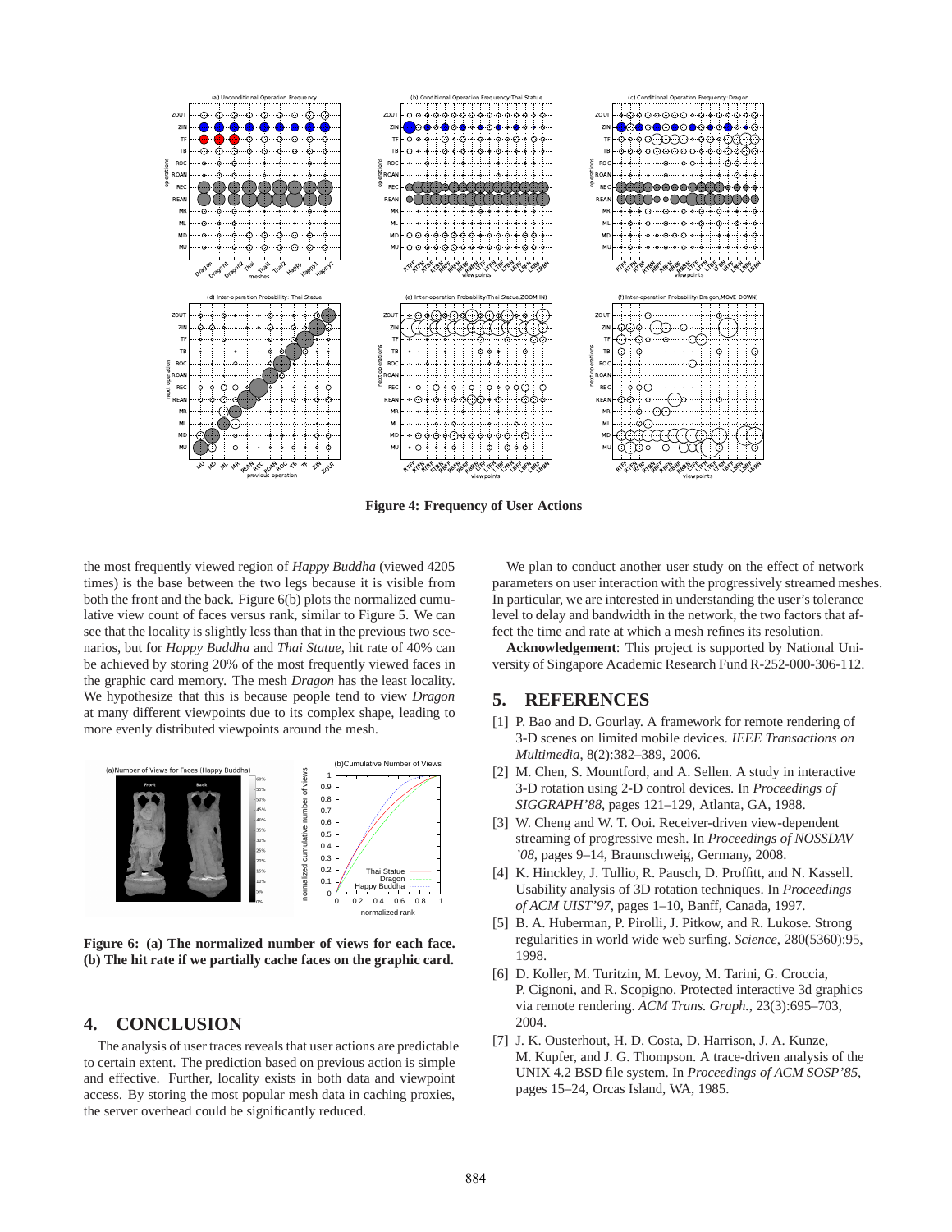(a) Unconditional Operation Frequency

(b) Conditional Operation Frequency:Thai Statue

(c) Conditional Operation Frequency:Dragon

(d) Inter-operation Probability: Thai Statue

(e) Inter-operation Probability(Thai Statue,ZOOM IN)

(f) Inter-operation Probability(Dragon,MOVE DOWN)

**Figure 4: Frequency of User Actions**

the most frequently viewed region of *Happy Buddha* (viewed 4205 times) is the base between the two legs because it is visible from both the front and the back. Figure 6(b) plots the normalized cumulative view count of faces versus rank, similar to Figure 5. We can see that the locality is slightly less than that in the previous two scenarios, but for *Happy Buddha* and *Thai Statue*, hit rate of 40% can be achieved by storing 20% of the most frequently viewed faces in the graphic card memory. The mesh *Dragon* has the least locality. We hypothesize that this is because people tend to view *Dragon* at many different viewpoints due to its complex shape, leading to more evenly distributed viewpoints around the mesh.

(a)Number of Views for Faces (Happy Buddha)

(b)Cumulative Number of Views

**Figure 6: (a) The normalized number of views for each face. (b) The hit rate if we partially cache faces on the graphic card.**

## 4. CONCLUSION

The analysis of user traces reveals that user actions are predictable to certain extent. The prediction based on previous action is simple and effective. Further, locality exists in both data and viewpoint access. By storing the most popular mesh data in caching proxies, the server overhead could be significantly reduced.

We plan to conduct another user study on the effect of network parameters on user interaction with the progressively streamed meshes. In particular, we are interested in understanding the user's tolerance level to delay and bandwidth in the network, the two factors that affect the time and rate at which a mesh refines its resolution.

**Acknowledgement**: This project is supported by National University of Singapore Academic Research Fund R-252-000-306-112.

## 5. REFERENCES

[1] P. Bao and D. Gourlay. A framework for remote rendering of 3-D scenes on limited mobile devices. *IEEE Transactions on Multimedia*, 8(2):382–389, 2006.

[2] M. Chen, S. Mountford, and A. Sellen. A study in interactive 3-D rotation using 2-D control devices. In *Proceedings of SIGGRAPH'88*, pages 121–129, Atlanta, GA, 1988.

[3] W. Cheng and W. T. Ooi. Receiver-driven view-dependent streaming of progressive mesh. In *Proceedings of NOSSDAV '08*, pages 9–14, Braunschweig, Germany, 2008.

[4] K. Hinckley, J. Tullio, R. Pausch, D. Proffitt, and N. Kassell. Usability analysis of 3D rotation techniques. In *Proceedings of ACM UIST'97*, pages 1–10, Banff, Canada, 1997.

[5] B. A. Huberman, P. Pirolli, J. Pitkow, and R. Lukose. Strong regularities in world wide web surfing. *Science*, 280(5360):95, 1998.

[6] D. Koller, M. Turitzin, M. Levoy, M. Tarini, G. Croccia, P. Cignoni, and R. Scopigno. Protected interactive 3d graphics via remote rendering. *ACM Trans. Graph.*, 23(3):695–703, 2004.

[7] J. K. Ousterhout, H. D. Costa, D. Harrison, J. A. Kunze, M. Kupfer, and J. G. Thompson. A trace-driven analysis of the UNIX 4.2 BSD file system. In *Proceedings of ACM SOSP'85*, pages 15–24, Orcas Island, WA, 1985.